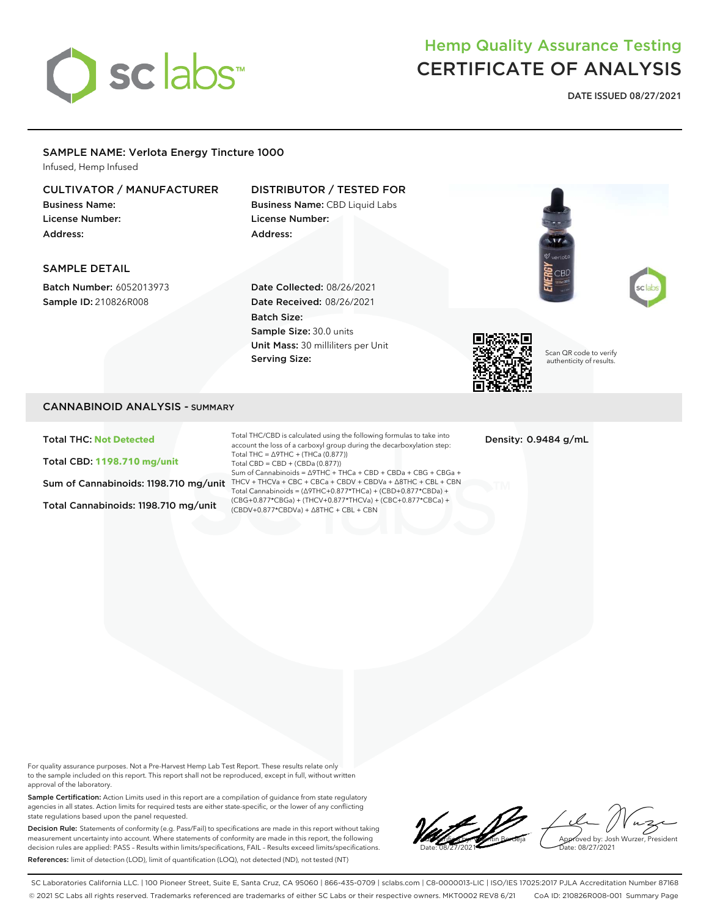# Hemp Quality Assurance Testing
# CERTIFICATE OF ANALYSIS

**DATE ISSUED 08/27/2021**

## SAMPLE NAME: Verlota Energy Tincture 1000

Infused, Hemp Infused

### CULTIVATOR / MANUFACTURER

**Business Name:**
**License Number:**
**Address:**

### DISTRIBUTOR / TESTED FOR

**Business Name:** CBD Liquid Labs
**License Number:**
**Address:**

### SAMPLE DETAIL

**Batch Number:** 6052013973
**Sample ID:** 210826R008

**Date Collected:** 08/26/2021
**Date Received:** 08/26/2021
**Batch Size:**
**Sample Size:** 30.0 units
**Unit Mass:** 30 milliliters per Unit
**Serving Size:**

Scan QR code to verify authenticity of results.

## CANNABINOID ANALYSIS - SUMMARY

**Total THC: Not Detected**

**Total CBD: 1198.710 mg/unit**

**Sum of Cannabinoids: 1198.710 mg/unit**

**Total Cannabinoids: 1198.710 mg/unit**

Total THC/CBD is calculated using the following formulas to take into account the loss of a carboxyl group during the decarboxylation step:
Total THC = Δ9THC + (THCa (0.877))
Total CBD = CBD + (CBDa (0.877))
Sum of Cannabinoids = Δ9THC + THCa + CBD + CBDa + CBG + CBGa + THCV + THCVa + CBC + CBCa + CBDV + CBDVa + Δ8THC + CBL + CBN
Total Cannabinoids = (Δ9THC+0.877*THCa) + (CBD+0.877*CBDa) + (CBG+0.877*CBGa) + (THCV+0.877*THCVa) + (CBC+0.877*CBCa) + (CBDV+0.877*CBDVa) + Δ8THC + CBL + CBN

**Density: 0.9484 g/mL**

For quality assurance purposes. Not a Pre-Harvest Hemp Lab Test Report. These results relate only to the sample included on this report. This report shall not be reproduced, except in full, without written approval of the laboratory.

**Sample Certification:** Action Limits used in this report are a compilation of guidance from state regulatory agencies in all states. Action limits for required tests are either state-specific, or the lower of any conflicting state regulations based upon the panel requested.

**Decision Rule:** Statements of conformity (e.g. Pass/Fail) to specifications are made in this report without taking measurement uncertainty into account. Where statements of conformity are made in this report, the following decision rules are applied: PASS – Results within limits/specifications, FAIL – Results exceed limits/specifications.

**References:** limit of detection (LOD), limit of quantification (LOQ), not detected (ND), not tested (NT)

Certified by: Valentin Berdeja
Date: 08/27/2021

Approved by: Josh Wurzer, President
Date: 08/27/2021

SC Laboratories California LLC. | 100 Pioneer Street, Suite E, Santa Cruz, CA 95060 | 866-435-0709 | sclabs.com | C8-0000013-LIC | ISO/IES 17025:2017 PJLA Accreditation Number 87168
© 2021 SC Labs all rights reserved. Trademarks referenced are trademarks of either SC Labs or their respective owners. MKT0002 REV8 6/21 CoA ID: 210826R008-001 Summary Page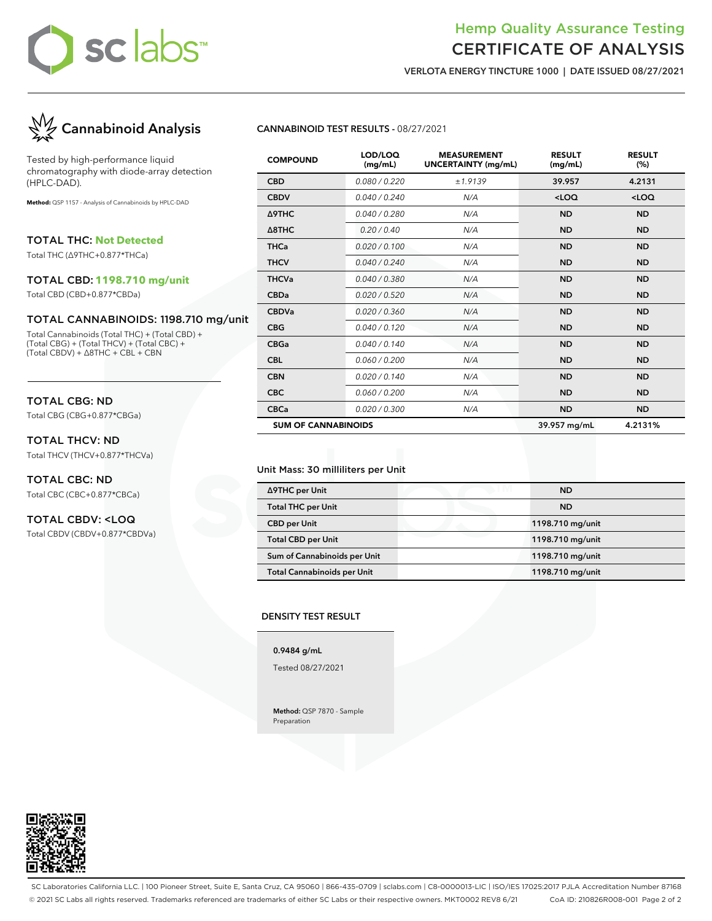# Hemp Quality Assurance Testing
# CERTIFICATE OF ANALYSIS

**VERLOTA ENERGY TINCTURE 1000 | DATE ISSUED 08/27/2021**

## Cannabinoid Analysis

Tested by high-performance liquid chromatography with diode-array detection (HPLC-DAD).

**Method:** QSP 1157 - Analysis of Cannabinoids by HPLC-DAD

### TOTAL THC: Not Detected

Total THC (Δ9THC+0.877*THCa)

### TOTAL CBD: 1198.710 mg/unit

Total CBD (CBD+0.877*CBDa)

### TOTAL CANNABINOIDS: 1198.710 mg/unit

Total Cannabinoids (Total THC) + (Total CBD) + (Total CBG) + (Total THCV) + (Total CBC) + (Total CBDV) + Δ8THC + CBL + CBN

### TOTAL CBG: ND

Total CBG (CBG+0.877*CBGa)

### TOTAL THCV: ND

Total THCV (THCV+0.877*THCVa)

### TOTAL CBC: ND

Total CBC (CBC+0.877*CBCa)

### TOTAL CBDV: <LOQ

Total CBDV (CBDV+0.877*CBDVa)

**CANNABINOID TEST RESULTS** - 08/27/2021

| COMPOUND | LOD/LOQ (mg/mL) | MEASUREMENT UNCERTAINTY (mg/mL) | RESULT (mg/mL) | RESULT (%) |
|---|---|---|---|---|
| CBD | 0.080 / 0.220 | ±1.9139 | 39.957 | 4.2131 |
| CBDV | 0.040 / 0.240 | N/A | <LOQ | <LOQ |
| Δ9THC | 0.040 / 0.280 | N/A | ND | ND |
| Δ8THC | 0.20 / 0.40 | N/A | ND | ND |
| THCa | 0.020 / 0.100 | N/A | ND | ND |
| THCV | 0.040 / 0.240 | N/A | ND | ND |
| THCVa | 0.040 / 0.380 | N/A | ND | ND |
| CBDa | 0.020 / 0.520 | N/A | ND | ND |
| CBDVa | 0.020 / 0.360 | N/A | ND | ND |
| CBG | 0.040 / 0.120 | N/A | ND | ND |
| CBGa | 0.040 / 0.140 | N/A | ND | ND |
| CBL | 0.060 / 0.200 | N/A | ND | ND |
| CBN | 0.020 / 0.140 | N/A | ND | ND |
| CBC | 0.060 / 0.200 | N/A | ND | ND |
| CBCa | 0.020 / 0.300 | N/A | ND | ND |
| SUM OF CANNABINOIDS | | | 39.957 mg/mL | 4.2131% |

Unit Mass: 30 milliliters per Unit

| | |
|---|---|
| Δ9THC per Unit | ND |
| Total THC per Unit | ND |
| CBD per Unit | 1198.710 mg/unit |
| Total CBD per Unit | 1198.710 mg/unit |
| Sum of Cannabinoids per Unit | 1198.710 mg/unit |
| Total Cannabinoids per Unit | 1198.710 mg/unit |

**DENSITY TEST RESULT**

**0.9484 g/mL**

Tested 08/27/2021

**Method:** QSP 7870 - Sample Preparation

SC Laboratories California LLC. | 100 Pioneer Street, Suite E, Santa Cruz, CA 95060 | 866-435-0709 | sclabs.com | C8-0000013-LIC | ISO/IES 17025:2017 PJLA Accreditation Number 87168
© 2021 SC Labs all rights reserved. Trademarks referenced are trademarks of either SC Labs or their respective owners. MKT0002 REV8 6/21 CoA ID: 210826R008-001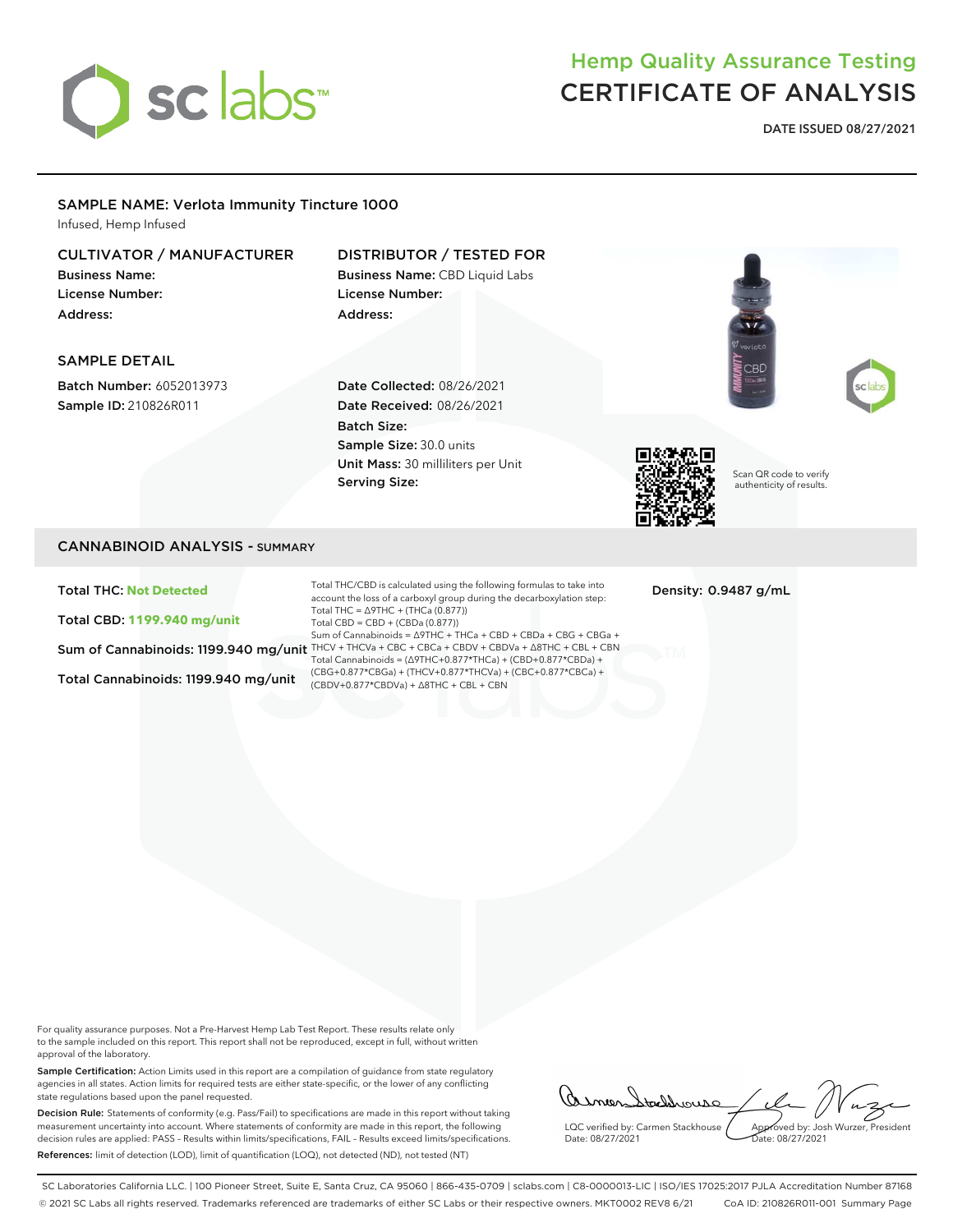# Hemp Quality Assurance Testing
# CERTIFICATE OF ANALYSIS

**DATE ISSUED 08/27/2021**

## SAMPLE NAME: Verlota Immunity Tincture 1000

Infused, Hemp Infused

### CULTIVATOR / MANUFACTURER

**Business Name:**
**License Number:**
**Address:**

### DISTRIBUTOR / TESTED FOR

**Business Name:** CBD Liquid Labs
**License Number:**
**Address:**

### SAMPLE DETAIL

**Batch Number:** 6052013973
**Sample ID:** 210826R011

**Date Collected:** 08/26/2021
**Date Received:** 08/26/2021
**Batch Size:**
**Sample Size:** 30.0 units
**Unit Mass:** 30 milliliters per Unit
**Serving Size:**

Scan QR code to verify authenticity of results.

## CANNABINOID ANALYSIS - SUMMARY

**Total THC: Not Detected**

**Total CBD: 1199.940 mg/unit**

**Sum of Cannabinoids: 1199.940 mg/unit**

**Total Cannabinoids: 1199.940 mg/unit**

Total THC/CBD is calculated using the following formulas to take into account the loss of a carboxyl group during the decarboxylation step:
Total THC = Δ9THC + (THCa (0.877))
Total CBD = CBD + (CBDa (0.877))
Sum of Cannabinoids = Δ9THC + THCa + CBD + CBDa + CBG + CBGa + THCV + THCVa + CBC + CBCa + CBDV + CBDVa + Δ8THC + CBL + CBN
Total Cannabinoids = (Δ9THC+0.877*THCa) + (CBD+0.877*CBDa) + (CBG+0.877*CBGa) + (THCV+0.877*THCVa) + (CBC+0.877*CBCa) + (CBDV+0.877*CBDVa) + Δ8THC + CBL + CBN

**Density: 0.9487 g/mL**

For quality assurance purposes. Not a Pre-Harvest Hemp Lab Test Report. These results relate only to the sample included on this report. This report shall not be reproduced, except in full, without written approval of the laboratory.

**Sample Certification:** Action Limits used in this report are a compilation of guidance from state regulatory agencies in all states. Action limits for required tests are either state-specific, or the lower of any conflicting state regulations based upon the panel requested.

**Decision Rule:** Statements of conformity (e.g. Pass/Fail) to specifications are made in this report without taking measurement uncertainty into account. Where statements of conformity are made in this report, the following decision rules are applied: PASS - Results within limits/specifications, FAIL - Results exceed limits/specifications.

**References:** limit of detection (LOD), limit of quantification (LOQ), not detected (ND), not tested (NT)

LQC verified by: Carmen Stackhouse
Date: 08/27/2021

Approved by: Josh Wurzer, President
Date: 08/27/2021

SC Laboratories California LLC. | 100 Pioneer Street, Suite E, Santa Cruz, CA 95060 | 866-435-0709 | sclabs.com | C8-0000013-LIC | ISO/IES 17025:2017 PJLA Accreditation Number 87168
© 2021 SC Labs all rights reserved. Trademarks referenced are trademarks of either SC Labs or their respective owners. MKT0002 REV8 6/21 CoA ID: 210826R011-001 Summary Page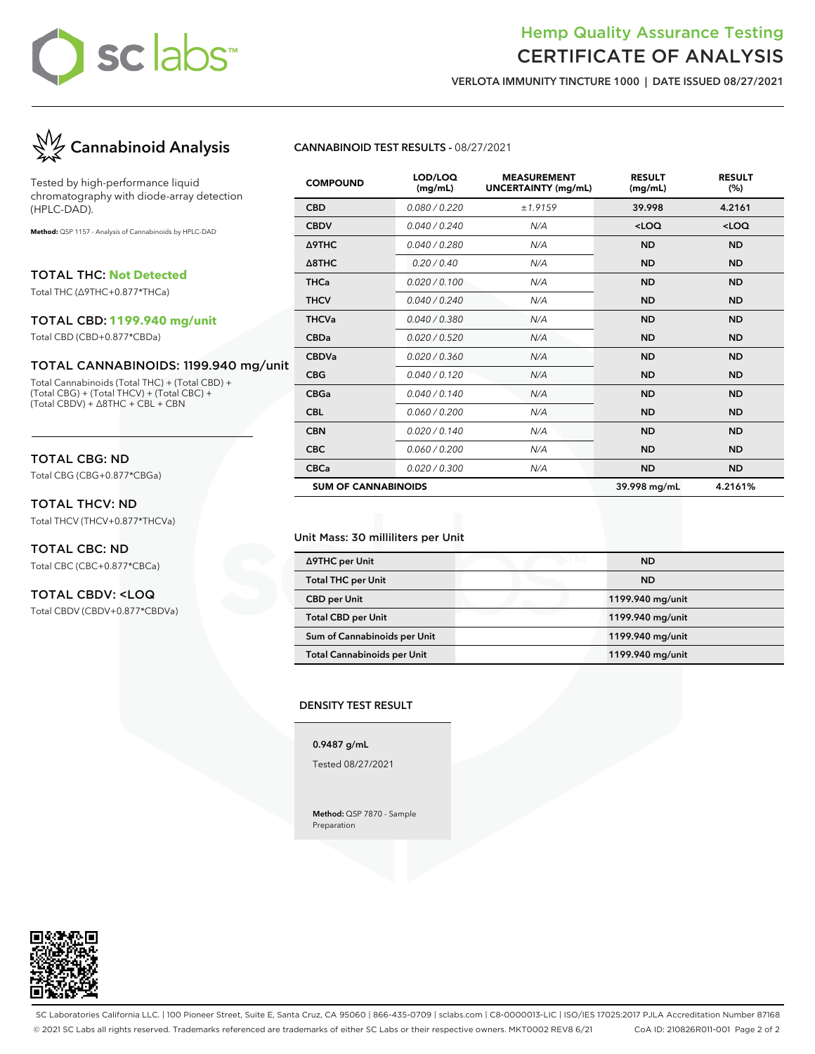# Hemp Quality Assurance Testing
# CERTIFICATE OF ANALYSIS

**VERLOTA IMMUNITY TINCTURE 1000 | DATE ISSUED 08/27/2021**

## Cannabinoid Analysis

Tested by high-performance liquid chromatography with diode-array detection (HPLC-DAD).

**Method:** QSP 1157 - Analysis of Cannabinoids by HPLC-DAD

### TOTAL THC: Not Detected

Total THC (Δ9THC+0.877*THCa)

### TOTAL CBD: 1199.940 mg/unit

Total CBD (CBD+0.877*CBDa)

### TOTAL CANNABINOIDS: 1199.940 mg/unit

Total Cannabinoids (Total THC) + (Total CBD) + (Total CBG) + (Total THCV) + (Total CBC) + (Total CBDV) + Δ8THC + CBL + CBN

### TOTAL CBG: ND

Total CBG (CBG+0.877*CBGa)

### TOTAL THCV: ND

Total THCV (THCV+0.877*THCVa)

### TOTAL CBC: ND

Total CBC (CBC+0.877*CBCa)

### TOTAL CBDV: <LOQ

Total CBDV (CBDV+0.877*CBDVa)

### CANNABINOID TEST RESULTS - 08/27/2021

| COMPOUND | LOD/LOQ (mg/mL) | MEASUREMENT UNCERTAINTY (mg/mL) | RESULT (mg/mL) | RESULT (%) |
|---|---|---|---|---|
| CBD | 0.080 / 0.220 | ±1.9159 | 39.998 | 4.2161 |
| CBDV | 0.040 / 0.240 | N/A | <LOQ | <LOQ |
| Δ9THC | 0.040 / 0.280 | N/A | ND | ND |
| Δ8THC | 0.20 / 0.40 | N/A | ND | ND |
| THCa | 0.020 / 0.100 | N/A | ND | ND |
| THCV | 0.040 / 0.240 | N/A | ND | ND |
| THCVa | 0.040 / 0.380 | N/A | ND | ND |
| CBDa | 0.020 / 0.520 | N/A | ND | ND |
| CBDVa | 0.020 / 0.360 | N/A | ND | ND |
| CBG | 0.040 / 0.120 | N/A | ND | ND |
| CBGa | 0.040 / 0.140 | N/A | ND | ND |
| CBL | 0.060 / 0.200 | N/A | ND | ND |
| CBN | 0.020 / 0.140 | N/A | ND | ND |
| CBC | 0.060 / 0.200 | N/A | ND | ND |
| CBCa | 0.020 / 0.300 | N/A | ND | ND |
| SUM OF CANNABINOIDS | | | 39.998 mg/mL | 4.2161% |

Unit Mass: 30 milliliters per Unit

| | |
|---|---|
| Δ9THC per Unit | ND |
| Total THC per Unit | ND |
| CBD per Unit | 1199.940 mg/unit |
| Total CBD per Unit | 1199.940 mg/unit |
| Sum of Cannabinoids per Unit | 1199.940 mg/unit |
| Total Cannabinoids per Unit | 1199.940 mg/unit |

### DENSITY TEST RESULT

**0.9487 g/mL**

Tested 08/27/2021

**Method:** QSP 7870 - Sample Preparation

SC Laboratories California LLC. | 100 Pioneer Street, Suite E, Santa Cruz, CA 95060 | 866-435-0709 | sclabs.com | C8-0000013-LIC | ISO/IES 17025:2017 PJLA Accreditation Number 87168
© 2021 SC Labs all rights reserved. Trademarks referenced are trademarks of either SC Labs or their respective owners. MKT0002 REV8 6/21 CoA ID: 210826R011-001